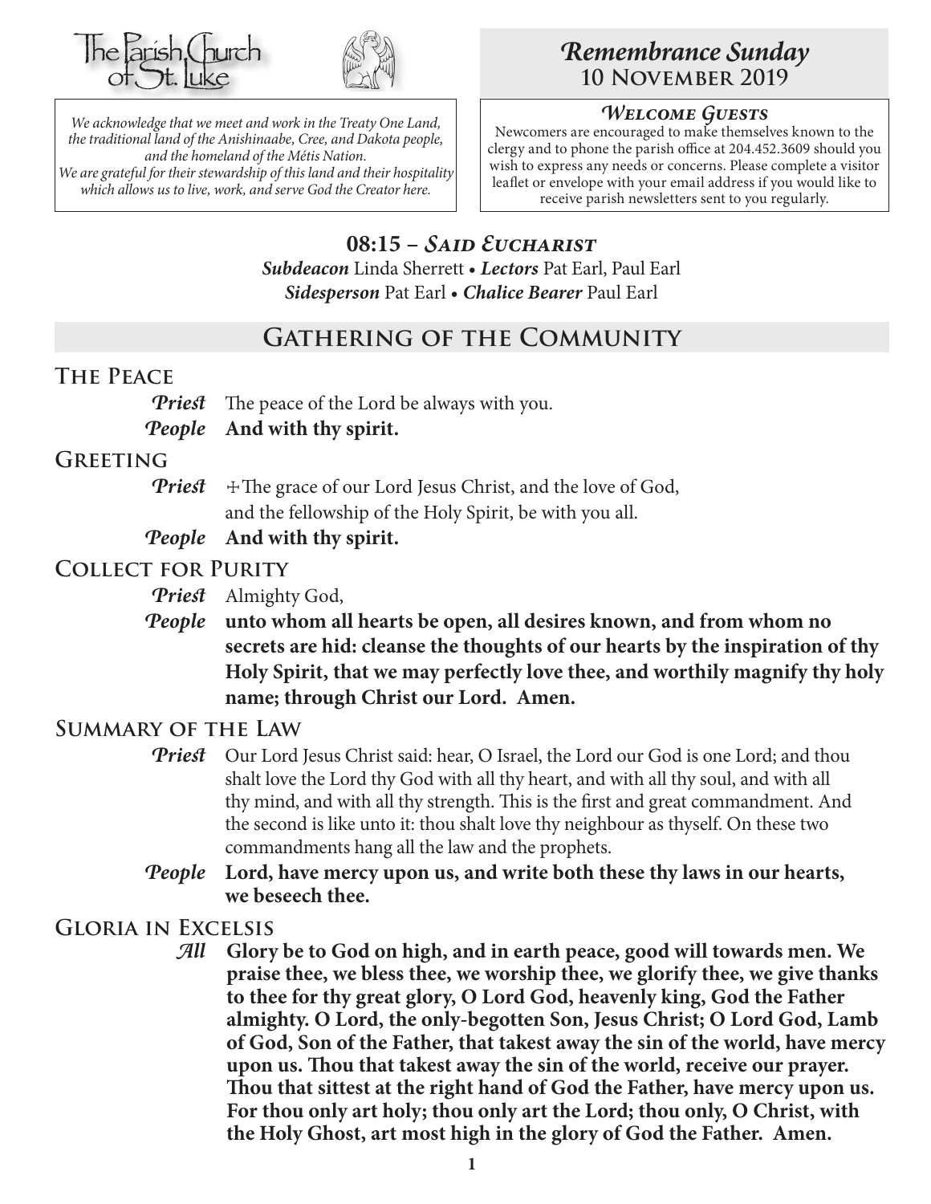The Parish Church of St. Luke

*We acknowledge that we meet and work in the Treaty One Land, the traditional land of the Anishinaabe, Cree, and Dakota people, and the homeland of the Métis Nation. We are grateful for their stewardship of this land and their hospitality which allows us to live, work, and serve God the Creator here.*

# *Remembrance Sunday*
## 10 November 2019

### *Welcome Guests*

Newcomers are encouraged to make themselves known to the clergy and to phone the parish office at 204.452.3609 should you wish to express any needs or concerns. Please complete a visitor leaflet or envelope with your email address if you would like to receive parish newsletters sent to you regularly.

## 08:15 – *Said Eucharist*

***Subdeacon*** Linda Sherrett • ***Lectors*** Pat Earl, Paul Earl
***Sidesperson*** Pat Earl • ***Chalice Bearer*** Paul Earl

## Gathering of the Community

### The Peace

***Priest*** The peace of the Lord be always with you.
***People*** **And with thy spirit.**

### Greeting

***Priest*** ☩The grace of our Lord Jesus Christ, and the love of God, and the fellowship of the Holy Spirit, be with you all.
***People*** **And with thy spirit.**

### Collect for Purity

***Priest*** Almighty God,
***People*** **unto whom all hearts be open, all desires known, and from whom no secrets are hid: cleanse the thoughts of our hearts by the inspiration of thy Holy Spirit, that we may perfectly love thee, and worthily magnify thy holy name; through Christ our Lord. Amen.**

### Summary of the Law

***Priest*** Our Lord Jesus Christ said: hear, O Israel, the Lord our God is one Lord; and thou shalt love the Lord thy God with all thy heart, and with all thy soul, and with all thy mind, and with all thy strength. This is the first and great commandment. And the second is like unto it: thou shalt love thy neighbour as thyself. On these two commandments hang all the law and the prophets.
***People*** **Lord, have mercy upon us, and write both these thy laws in our hearts, we beseech thee.**

### Gloria in Excelsis

***All*** **Glory be to God on high, and in earth peace, good will towards men. We praise thee, we bless thee, we worship thee, we glorify thee, we give thanks to thee for thy great glory, O Lord God, heavenly king, God the Father almighty. O Lord, the only-begotten Son, Jesus Christ; O Lord God, Lamb of God, Son of the Father, that takest away the sin of the world, have mercy upon us. Thou that takest away the sin of the world, receive our prayer. Thou that sittest at the right hand of God the Father, have mercy upon us. For thou only art holy; thou only art the Lord; thou only, O Christ, with the Holy Ghost, art most high in the glory of God the Father. Amen.**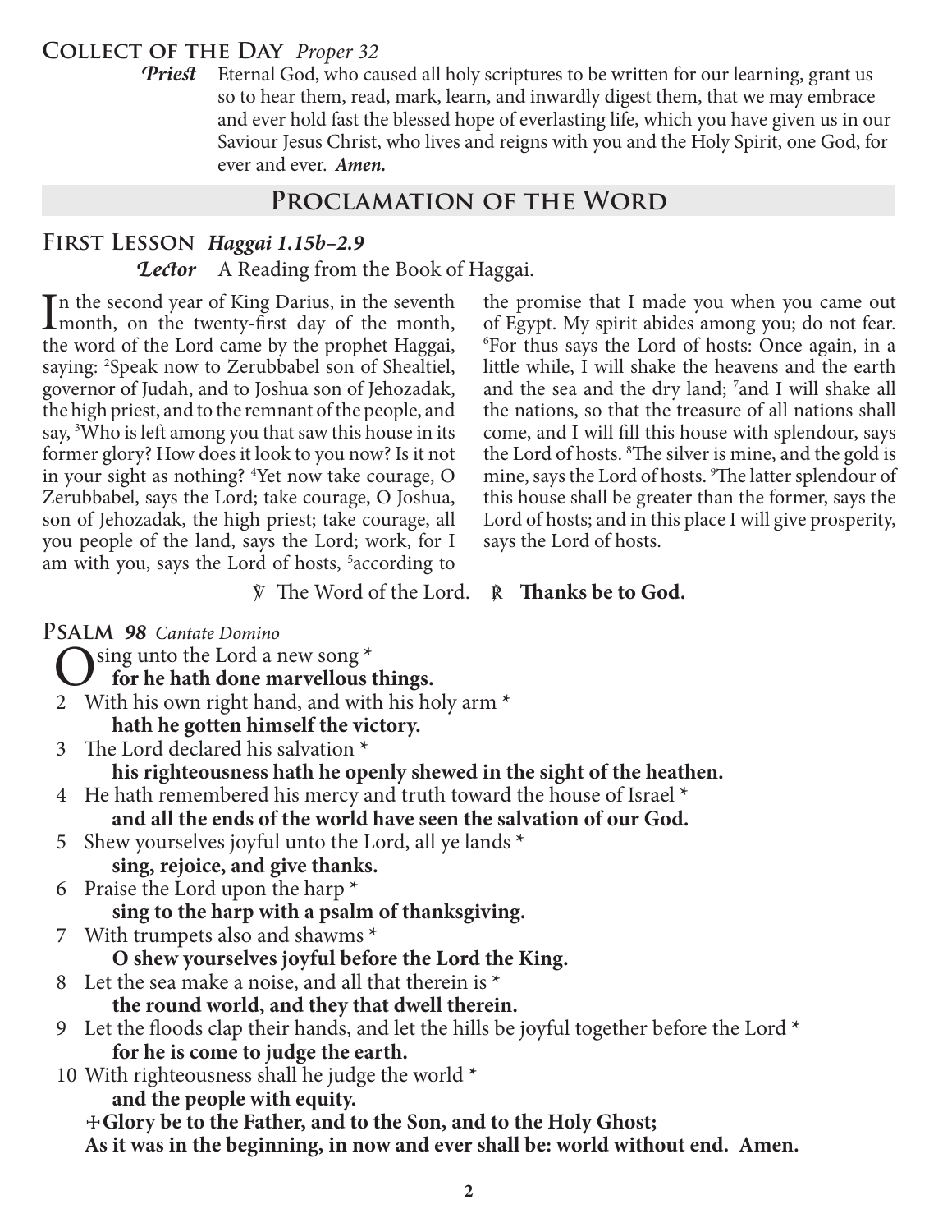## Collect of the Day *Proper 32*

***Priest*** Eternal God, who caused all holy scriptures to be written for our learning, grant us so to hear them, read, mark, learn, and inwardly digest them, that we may embrace and ever hold fast the blessed hope of everlasting life, which you have given us in our Saviour Jesus Christ, who lives and reigns with you and the Holy Spirit, one God, for ever and ever. ***Amen.***

# Proclamation of the Word

## First Lesson *Haggai 1.15b–2.9*

***Lector*** A Reading from the Book of Haggai.

In the second year of King Darius, in the seventh month, on the twenty-first day of the month, the word of the Lord came by the prophet Haggai, saying: [2]Speak now to Zerubbabel son of Shealtiel, governor of Judah, and to Joshua son of Jehozadak, the high priest, and to the remnant of the people, and say, [3]Who is left among you that saw this house in its former glory? How does it look to you now? Is it not in your sight as nothing? [4]Yet now take courage, O Zerubbabel, says the Lord; take courage, O Joshua, son of Jehozadak, the high priest; take courage, all you people of the land, says the Lord; work, for I am with you, says the Lord of hosts, [5]according to the promise that I made you when you came out of Egypt. My spirit abides among you; do not fear. [6]For thus says the Lord of hosts: Once again, in a little while, I will shake the heavens and the earth and the sea and the dry land; [7]and I will shake all the nations, so that the treasure of all nations shall come, and I will fill this house with splendour, says the Lord of hosts. [8]The silver is mine, and the gold is mine, says the Lord of hosts. [9]The latter splendour of this house shall be greater than the former, says the Lord of hosts; and in this place I will give prosperity, says the Lord of hosts.

℣ The Word of the Lord. ℟ **Thanks be to God.**

## Psalm *98 Cantate Domino*

O sing unto the Lord a new song *
**for he hath done marvellous things.**

2 With his own right hand, and with his holy arm *
**hath he gotten himself the victory.**

3 The Lord declared his salvation *
**his righteousness hath he openly shewed in the sight of the heathen.**

4 He hath remembered his mercy and truth toward the house of Israel *
**and all the ends of the world have seen the salvation of our God.**

5 Shew yourselves joyful unto the Lord, all ye lands *
**sing, rejoice, and give thanks.**

6 Praise the Lord upon the harp *
**sing to the harp with a psalm of thanksgiving.**

7 With trumpets also and shawms *
**O shew yourselves joyful before the Lord the King.**

8 Let the sea make a noise, and all that therein is *
**the round world, and they that dwell therein.**

9 Let the floods clap their hands, and let the hills be joyful together before the Lord *
**for he is come to judge the earth.**

10 With righteousness shall he judge the world *
**and the people with equity.**

☩ **Glory be to the Father, and to the Son, and to the Holy Ghost;**
**As it was in the beginning, in now and ever shall be: world without end. Amen.**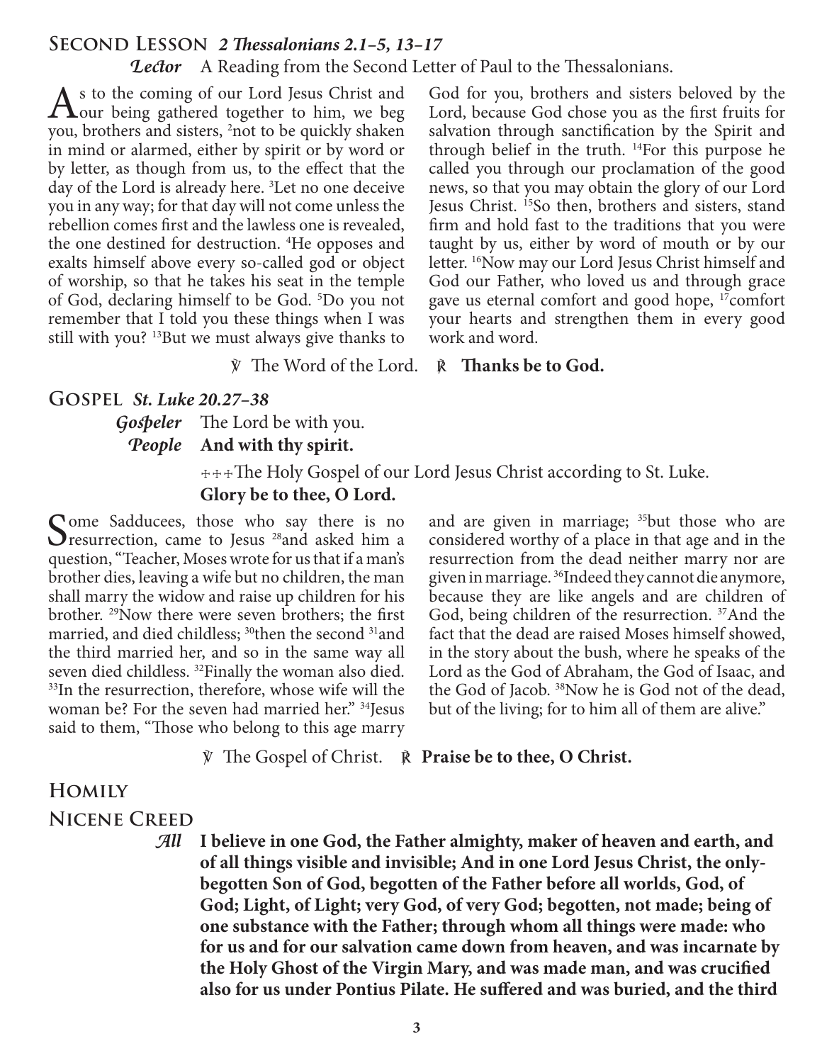## Second Lesson *2 Thessalonians 2.1–5, 13–17*

*Lector* A Reading from the Second Letter of Paul to the Thessalonians.

As to the coming of our Lord Jesus Christ and our being gathered together to him, we beg you, brothers and sisters, [2]not to be quickly shaken in mind or alarmed, either by spirit or by word or by letter, as though from us, to the effect that the day of the Lord is already here. [3]Let no one deceive you in any way; for that day will not come unless the rebellion comes first and the lawless one is revealed, the one destined for destruction. [4]He opposes and exalts himself above every so-called god or object of worship, so that he takes his seat in the temple of God, declaring himself to be God. [5]Do you not remember that I told you these things when I was still with you? [13]But we must always give thanks to God for you, brothers and sisters beloved by the Lord, because God chose you as the first fruits for salvation through sanctification by the Spirit and through belief in the truth. [14]For this purpose he called you through our proclamation of the good news, so that you may obtain the glory of our Lord Jesus Christ. [15]So then, brothers and sisters, stand firm and hold fast to the traditions that you were taught by us, either by word of mouth or by our letter. [16]Now may our Lord Jesus Christ himself and God our Father, who loved us and through grace gave us eternal comfort and good hope, [17]comfort your hearts and strengthen them in every good work and word.

℣ The Word of the Lord. ℟ **Thanks be to God.**

## Gospel *St. Luke 20.27–38*

*Gospeler* The Lord be with you.
*People* **And with thy spirit.**

✠✠✠The Holy Gospel of our Lord Jesus Christ according to St. Luke.
**Glory be to thee, O Lord.**

Some Sadducees, those who say there is no resurrection, came to Jesus [28]and asked him a question, "Teacher, Moses wrote for us that if a man's brother dies, leaving a wife but no children, the man shall marry the widow and raise up children for his brother. [29]Now there were seven brothers; the first married, and died childless; [30]then the second [31]and the third married her, and so in the same way all seven died childless. [32]Finally the woman also died. [33]In the resurrection, therefore, whose wife will the woman be? For the seven had married her." [34]Jesus said to them, "Those who belong to this age marry and are given in marriage; [35]but those who are considered worthy of a place in that age and in the resurrection from the dead neither marry nor are given in marriage. [36]Indeed they cannot die anymore, because they are like angels and are children of God, being children of the resurrection. [37]And the fact that the dead are raised Moses himself showed, in the story about the bush, where he speaks of the Lord as the God of Abraham, the God of Isaac, and the God of Jacob. [38]Now he is God not of the dead, but of the living; for to him all of them are alive."

℣ The Gospel of Christ. ℟ **Praise be to thee, O Christ.**

## Homily

## Nicene Creed

*All* **I believe in one God, the Father almighty, maker of heaven and earth, and of all things visible and invisible; And in one Lord Jesus Christ, the only-begotten Son of God, begotten of the Father before all worlds, God, of God; Light, of Light; very God, of very God; begotten, not made; being of one substance with the Father; through whom all things were made: who for us and for our salvation came down from heaven, and was incarnate by the Holy Ghost of the Virgin Mary, and was made man, and was crucified also for us under Pontius Pilate. He suffered and was buried, and the third**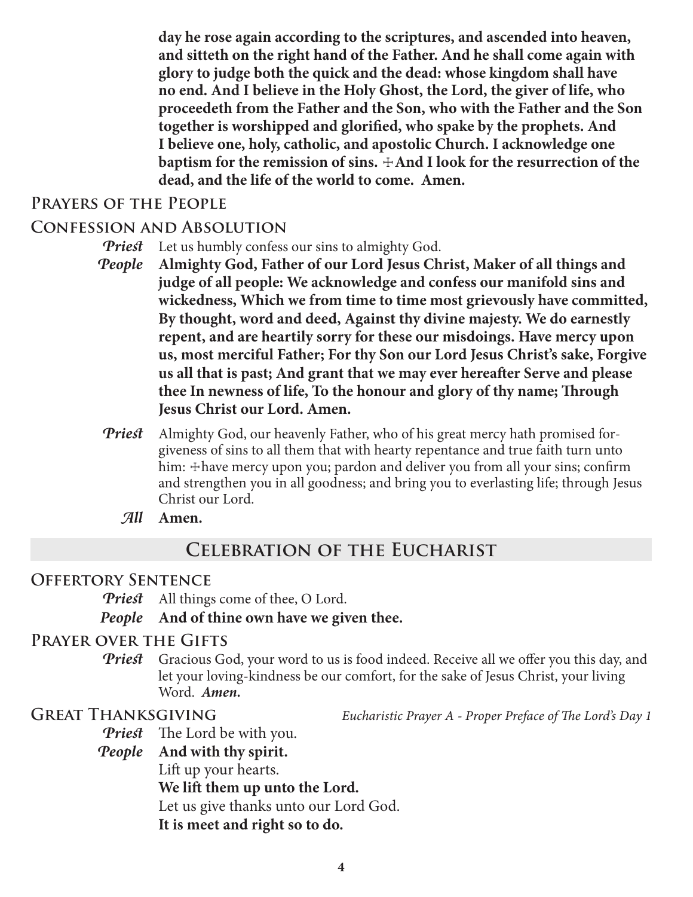**day he rose again according to the scriptures, and ascended into heaven, and sitteth on the right hand of the Father. And he shall come again with glory to judge both the quick and the dead: whose kingdom shall have no end. And I believe in the Holy Ghost, the Lord, the giver of life, who proceedeth from the Father and the Son, who with the Father and the Son together is worshipped and glorified, who spake by the prophets. And I believe one, holy, catholic, and apostolic Church. I acknowledge one baptism for the remission of sins. ☩And I look for the resurrection of the dead, and the life of the world to come. Amen.**

### Prayers of the People

### Confession and Absolution

*Priest* Let us humbly confess our sins to almighty God.

*People* **Almighty God, Father of our Lord Jesus Christ, Maker of all things and judge of all people: We acknowledge and confess our manifold sins and wickedness, Which we from time to time most grievously have committed, By thought, word and deed, Against thy divine majesty. We do earnestly repent, and are heartily sorry for these our misdoings. Have mercy upon us, most merciful Father; For thy Son our Lord Jesus Christ's sake, Forgive us all that is past; And grant that we may ever hereafter Serve and please thee In newness of life, To the honour and glory of thy name; Through Jesus Christ our Lord. Amen.**

*Priest* Almighty God, our heavenly Father, who of his great mercy hath promised forgiveness of sins to all them that with hearty repentance and true faith turn unto him: ☩have mercy upon you; pardon and deliver you from all your sins; confirm and strengthen you in all goodness; and bring you to everlasting life; through Jesus Christ our Lord.

*All* **Amen.**

## Celebration of the Eucharist

### Offertory Sentence

*Priest* All things come of thee, O Lord.

***People*** **And of thine own have we given thee.**

### Prayer over the Gifts

*Priest* Gracious God, your word to us is food indeed. Receive all we offer you this day, and let your loving-kindness be our comfort, for the sake of Jesus Christ, your living Word. ***Amen.***

### Great Thanksgiving

*Eucharistic Prayer A - Proper Preface of The Lord's Day 1*

*Priest* The Lord be with you.

*People* **And with thy spirit.**

Lift up your hearts.

**We lift them up unto the Lord.**

Let us give thanks unto our Lord God.

**It is meet and right so to do.**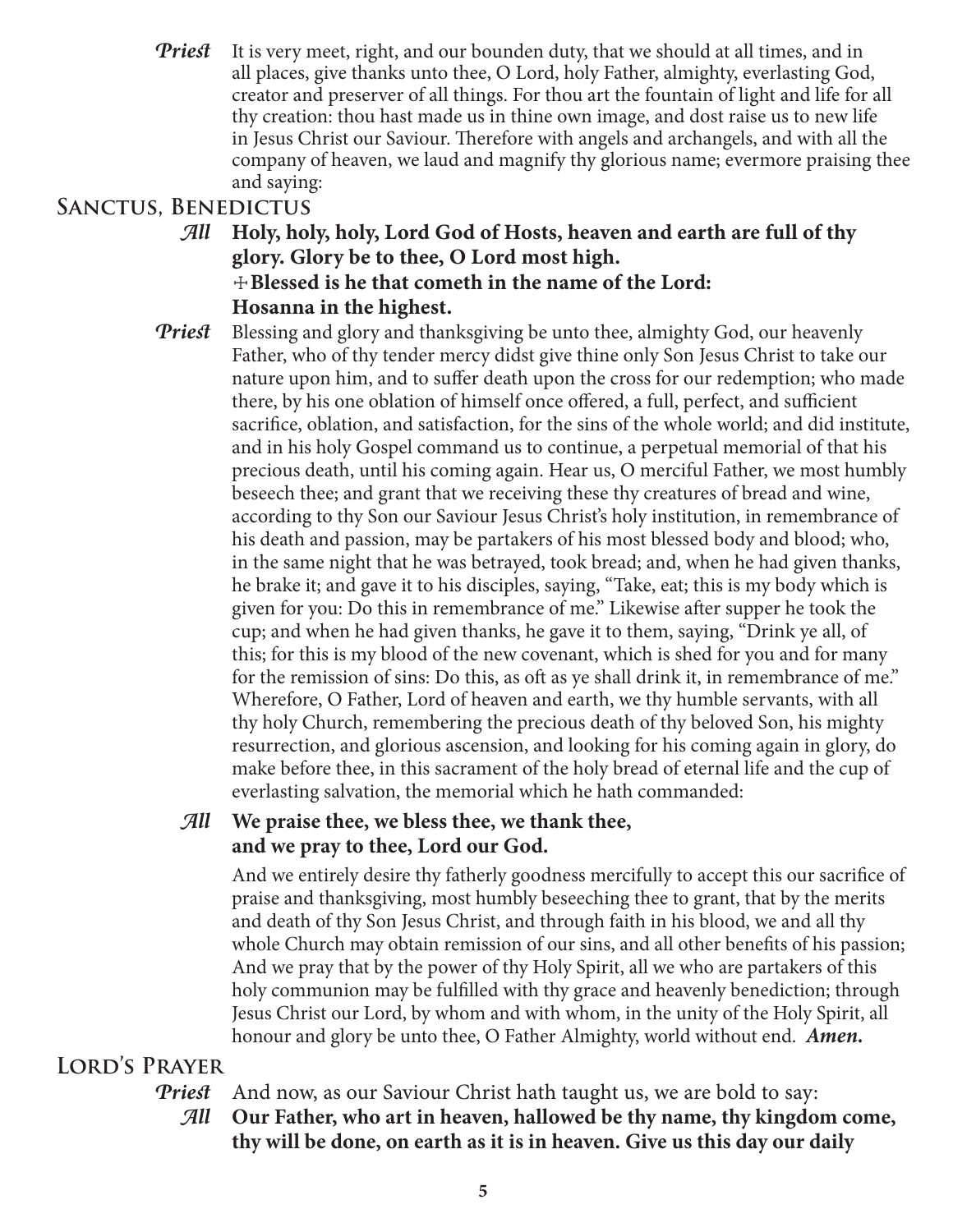*Priest* It is very meet, right, and our bounden duty, that we should at all times, and in all places, give thanks unto thee, O Lord, holy Father, almighty, everlasting God, creator and preserver of all things. For thou art the fountain of light and life for all thy creation: thou hast made us in thine own image, and dost raise us to new life in Jesus Christ our Saviour. Therefore with angels and archangels, and with all the company of heaven, we laud and magnify thy glorious name; evermore praising thee and saying:

## Sanctus, Benedictus

*All* **Holy, holy, holy, Lord God of Hosts, heaven and earth are full of thy glory. Glory be to thee, O Lord most high.**
**✠ Blessed is he that cometh in the name of the Lord:**
**Hosanna in the highest.**

*Priest* Blessing and glory and thanksgiving be unto thee, almighty God, our heavenly Father, who of thy tender mercy didst give thine only Son Jesus Christ to take our nature upon him, and to suffer death upon the cross for our redemption; who made there, by his one oblation of himself once offered, a full, perfect, and sufficient sacrifice, oblation, and satisfaction, for the sins of the whole world; and did institute, and in his holy Gospel command us to continue, a perpetual memorial of that his precious death, until his coming again. Hear us, O merciful Father, we most humbly beseech thee; and grant that we receiving these thy creatures of bread and wine, according to thy Son our Saviour Jesus Christ's holy institution, in remembrance of his death and passion, may be partakers of his most blessed body and blood; who, in the same night that he was betrayed, took bread; and, when he had given thanks, he brake it; and gave it to his disciples, saying, "Take, eat; this is my body which is given for you: Do this in remembrance of me." Likewise after supper he took the cup; and when he had given thanks, he gave it to them, saying, "Drink ye all, of this; for this is my blood of the new covenant, which is shed for you and for many for the remission of sins: Do this, as oft as ye shall drink it, in remembrance of me." Wherefore, O Father, Lord of heaven and earth, we thy humble servants, with all thy holy Church, remembering the precious death of thy beloved Son, his mighty resurrection, and glorious ascension, and looking for his coming again in glory, do make before thee, in this sacrament of the holy bread of eternal life and the cup of everlasting salvation, the memorial which he hath commanded:

*All* **We praise thee, we bless thee, we thank thee,**
**and we pray to thee, Lord our God.**

And we entirely desire thy fatherly goodness mercifully to accept this our sacrifice of praise and thanksgiving, most humbly beseeching thee to grant, that by the merits and death of thy Son Jesus Christ, and through faith in his blood, we and all thy whole Church may obtain remission of our sins, and all other benefits of his passion; And we pray that by the power of thy Holy Spirit, all we who are partakers of this holy communion may be fulfilled with thy grace and heavenly benediction; through Jesus Christ our Lord, by whom and with whom, in the unity of the Holy Spirit, all honour and glory be unto thee, O Father Almighty, world without end. ***Amen.***

## Lord's Prayer

*Priest* And now, as our Saviour Christ hath taught us, we are bold to say:

*All* **Our Father, who art in heaven, hallowed be thy name, thy kingdom come, thy will be done, on earth as it is in heaven. Give us this day our daily**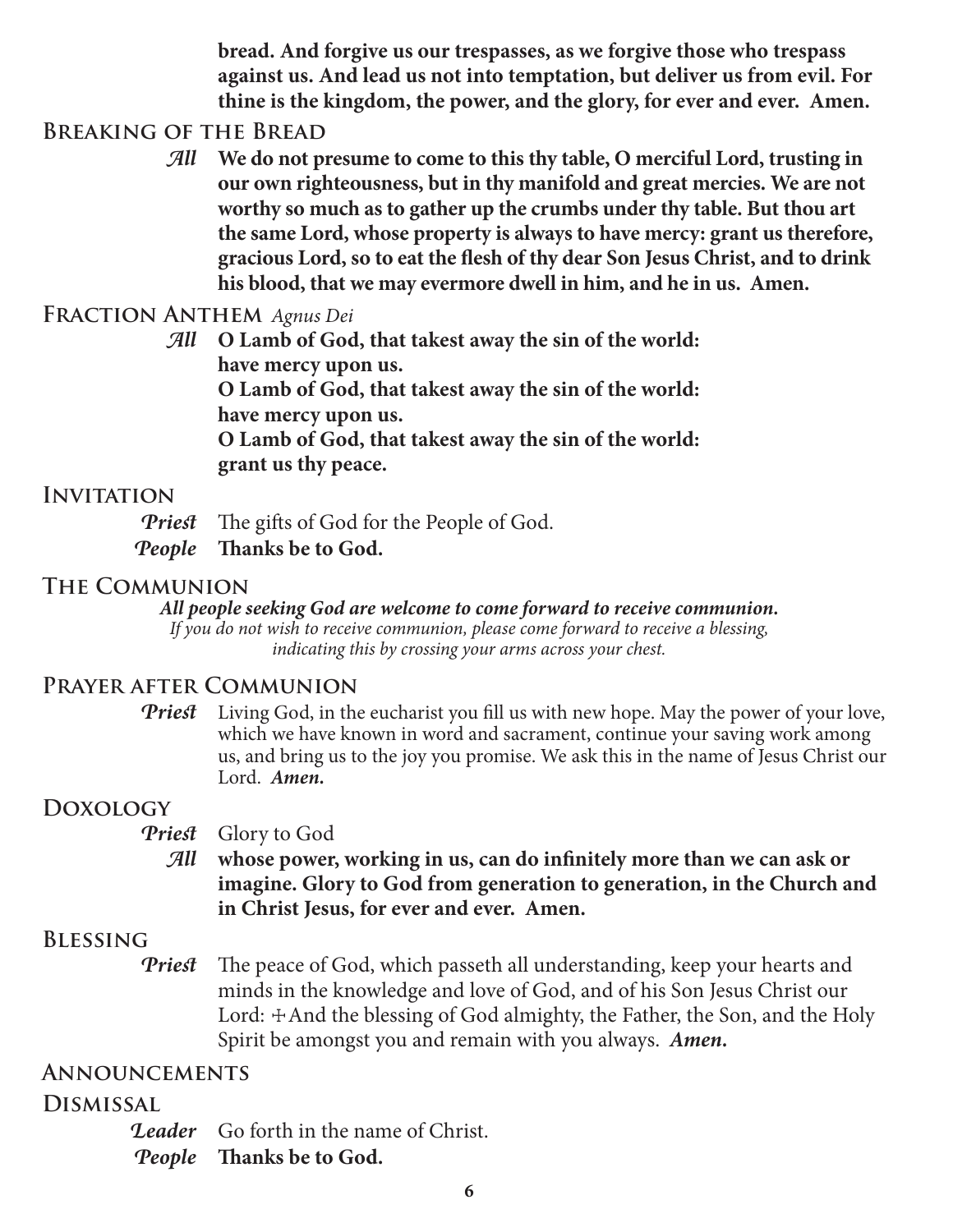**bread. And forgive us our trespasses, as we forgive those who trespass against us. And lead us not into temptation, but deliver us from evil. For thine is the kingdom, the power, and the glory, for ever and ever. Amen.**

## Breaking of the Bread

*All* **We do not presume to come to this thy table, O merciful Lord, trusting in our own righteousness, but in thy manifold and great mercies. We are not worthy so much as to gather up the crumbs under thy table. But thou art the same Lord, whose property is always to have mercy: grant us therefore, gracious Lord, so to eat the flesh of thy dear Son Jesus Christ, and to drink his blood, that we may evermore dwell in him, and he in us. Amen.**

## Fraction Anthem *Agnus Dei*

*All* **O Lamb of God, that takest away the sin of the world:**
**have mercy upon us.**
**O Lamb of God, that takest away the sin of the world:**
**have mercy upon us.**
**O Lamb of God, that takest away the sin of the world:**
**grant us thy peace.**

## Invitation

*Priest* The gifts of God for the People of God.
*People* **Thanks be to God.**

## The Communion

***All people seeking God are welcome to come forward to receive communion.***
*If you do not wish to receive communion, please come forward to receive a blessing, indicating this by crossing your arms across your chest.*

## Prayer after Communion

*Priest* Living God, in the eucharist you fill us with new hope. May the power of your love, which we have known in word and sacrament, continue your saving work among us, and bring us to the joy you promise. We ask this in the name of Jesus Christ our Lord. ***Amen.***

## Doxology

*Priest* Glory to God
*All* **whose power, working in us, can do infinitely more than we can ask or imagine. Glory to God from generation to generation, in the Church and in Christ Jesus, for ever and ever. Amen.**

## Blessing

*Priest* The peace of God, which passeth all understanding, keep your hearts and minds in the knowledge and love of God, and of his Son Jesus Christ our Lord: ✠ And the blessing of God almighty, the Father, the Son, and the Holy Spirit be amongst you and remain with you always. ***Amen.***

## Announcements

## Dismissal

*Leader* Go forth in the name of Christ.
*People* **Thanks be to God.**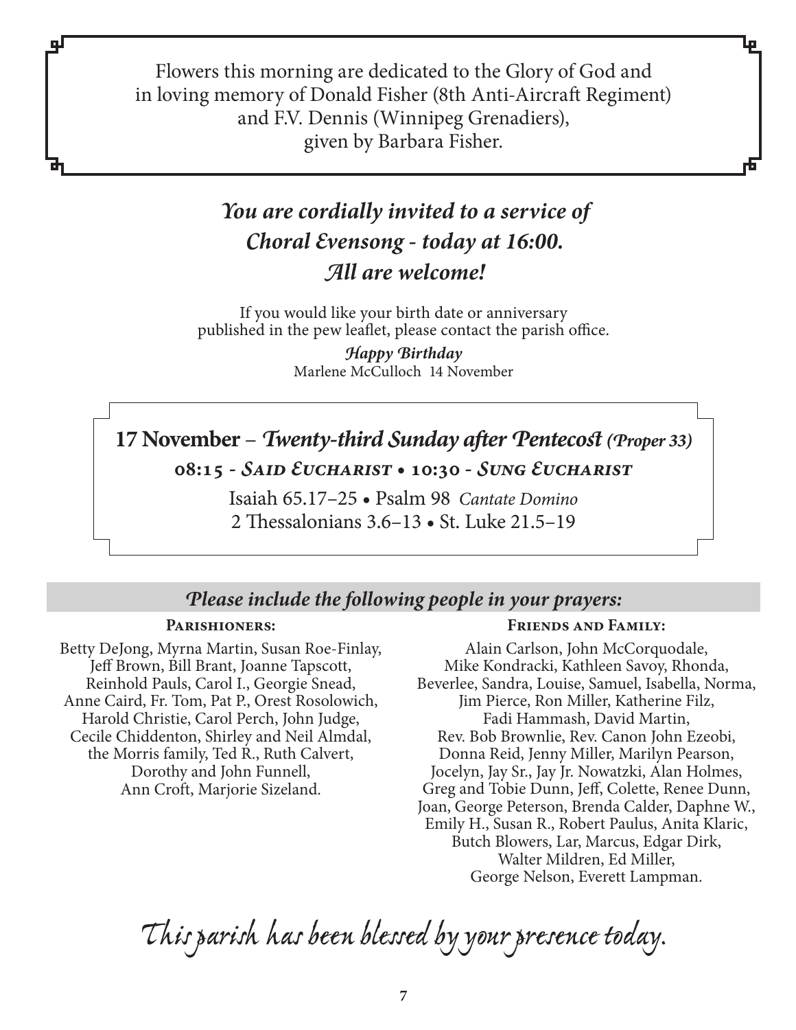Flowers this morning are dedicated to the Glory of God and in loving memory of Donald Fisher (8th Anti-Aircraft Regiment) and F.V. Dennis (Winnipeg Grenadiers), given by Barbara Fisher.

## *You are cordially invited to a service of Choral Evensong - today at 16:00. All are welcome!*

If you would like your birth date or anniversary published in the pew leaflet, please contact the parish office.

***Happy Birthday***
Marlene McCulloch 14 November

## 17 November – *Twenty-third Sunday after Pentecost (Proper 33)*

**08:15 - *Said Eucharist* • 10:30 - *Sung Eucharist***

Isaiah 65.17–25 • Psalm 98 *Cantate Domino*
2 Thessalonians 3.6–13 • St. Luke 21.5–19

## *Please include the following people in your prayers:*

**Parishioners:**

Betty DeJong, Myrna Martin, Susan Roe-Finlay, Jeff Brown, Bill Brant, Joanne Tapscott, Reinhold Pauls, Carol I., Georgie Snead, Anne Caird, Fr. Tom, Pat P., Orest Rosolowich, Harold Christie, Carol Perch, John Judge, Cecile Chiddenton, Shirley and Neil Almdal, the Morris family, Ted R., Ruth Calvert, Dorothy and John Funnell, Ann Croft, Marjorie Sizeland.

**Friends and Family:**

Alain Carlson, John McCorquodale, Mike Kondracki, Kathleen Savoy, Rhonda, Beverlee, Sandra, Louise, Samuel, Isabella, Norma, Jim Pierce, Ron Miller, Katherine Filz, Fadi Hammash, David Martin, Rev. Bob Brownlie, Rev. Canon John Ezeobi, Donna Reid, Jenny Miller, Marilyn Pearson, Jocelyn, Jay Sr., Jay Jr. Nowatzki, Alan Holmes, Greg and Tobie Dunn, Jeff, Colette, Renee Dunn, Joan, George Peterson, Brenda Calder, Daphne W., Emily H., Susan R., Robert Paulus, Anita Klaric, Butch Blowers, Lar, Marcus, Edgar Dirk, Walter Mildren, Ed Miller, George Nelson, Everett Lampman.

*This parish has been blessed by your presence today.*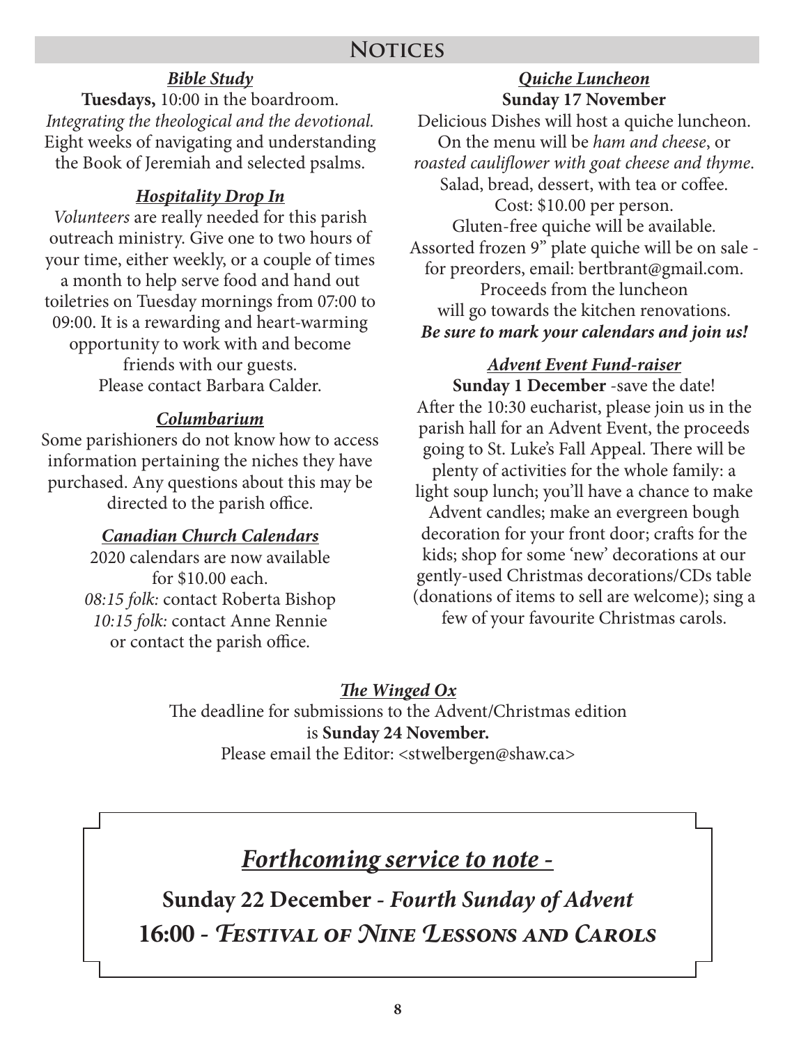# Notices

### ***Bible Study***

**Tuesdays,** 10:00 in the boardroom.
*Integrating the theological and the devotional.*
Eight weeks of navigating and understanding the Book of Jeremiah and selected psalms.

### ***Hospitality Drop In***

*Volunteers* are really needed for this parish outreach ministry. Give one to two hours of your time, either weekly, or a couple of times a month to help serve food and hand out toiletries on Tuesday mornings from 07:00 to 09:00. It is a rewarding and heart-warming opportunity to work with and become friends with our guests.
Please contact Barbara Calder.

### ***Columbarium***

Some parishioners do not know how to access information pertaining the niches they have purchased. Any questions about this may be directed to the parish office.

### ***Canadian Church Calendars***

2020 calendars are now available for $10.00 each.
*08:15 folk:* contact Roberta Bishop
*10:15 folk:* contact Anne Rennie
or contact the parish office.

### ***Quiche Luncheon***

**Sunday 17 November**

Delicious Dishes will host a quiche luncheon. On the menu will be *ham and cheese*, or *roasted cauliflower with goat cheese and thyme*. Salad, bread, dessert, with tea or coffee.
Cost: $10.00 per person.
Gluten-free quiche will be available.
Assorted frozen 9" plate quiche will be on sale - for preorders, email: bertbrant@gmail.com.
Proceeds from the luncheon will go towards the kitchen renovations.
***Be sure to mark your calendars and join us!***

### ***Advent Event Fund-raiser***

**Sunday 1 December** -save the date!
After the 10:30 eucharist, please join us in the parish hall for an Advent Event, the proceeds going to St. Luke's Fall Appeal. There will be plenty of activities for the whole family: a light soup lunch; you'll have a chance to make Advent candles; make an evergreen bough decoration for your front door; crafts for the kids; shop for some 'new' decorations at our gently-used Christmas decorations/CDs table (donations of items to sell are welcome); sing a few of your favourite Christmas carols.

### ***The Winged Ox***

The deadline for submissions to the Advent/Christmas edition is **Sunday 24 November.**
Please email the Editor: <stwelbergen@shaw.ca>

## ***Forthcoming service to note -***

**Sunday 22 December** - ***Fourth Sunday of Advent***

**16:00 - *Festival of Nine Lessons and Carols***